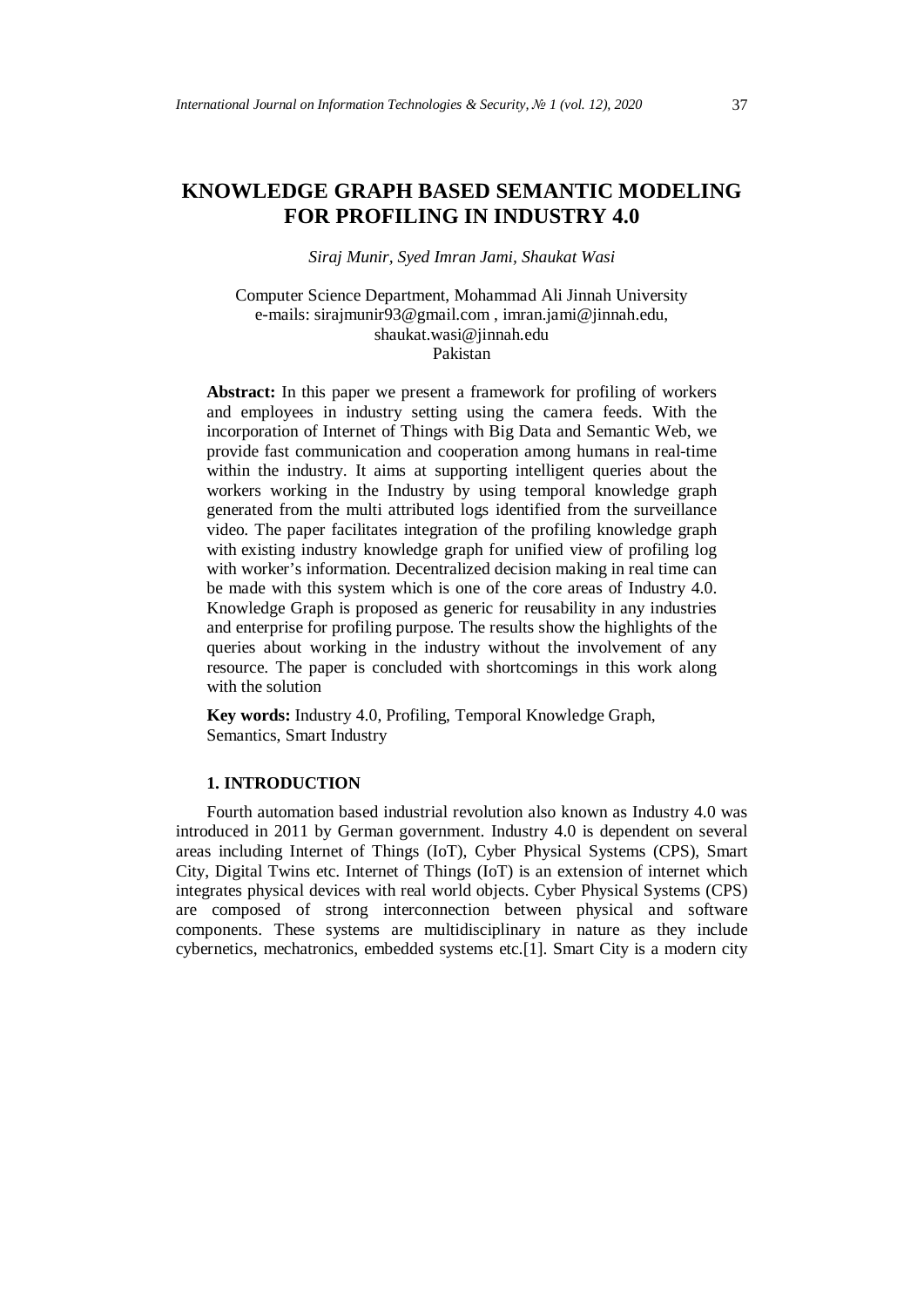# KNOWLEDGE GRAPH BASED SEMANTIC MODELING FOR PROFILING IN INDUSTRY 4.0

*Siraj Munir, Syed Imran Jami, Shaukat Wasi*

Computer Science Department, Mohammad Ali Jinnah University
e-mails: sirajmunir93@gmail.com , imran.jami@jinnah.edu, shaukat.wasi@jinnah.edu
Pakistan

**Abstract:** In this paper we present a framework for profiling of workers and employees in industry setting using the camera feeds. With the incorporation of Internet of Things with Big Data and Semantic Web, we provide fast communication and cooperation among humans in real-time within the industry. It aims at supporting intelligent queries about the workers working in the Industry by using temporal knowledge graph generated from the multi attributed logs identified from the surveillance video. The paper facilitates integration of the profiling knowledge graph with existing industry knowledge graph for unified view of profiling log with worker's information. Decentralized decision making in real time can be made with this system which is one of the core areas of Industry 4.0. Knowledge Graph is proposed as generic for reusability in any industries and enterprise for profiling purpose. The results show the highlights of the queries about working in the industry without the involvement of any resource. The paper is concluded with shortcomings in this work along with the solution

**Key words:** Industry 4.0, Profiling, Temporal Knowledge Graph, Semantics, Smart Industry

## 1. INTRODUCTION

Fourth automation based industrial revolution also known as Industry 4.0 was introduced in 2011 by German government. Industry 4.0 is dependent on several areas including Internet of Things (IoT), Cyber Physical Systems (CPS), Smart City, Digital Twins etc. Internet of Things (IoT) is an extension of internet which integrates physical devices with real world objects. Cyber Physical Systems (CPS) are composed of strong interconnection between physical and software components. These systems are multidisciplinary in nature as they include cybernetics, mechatronics, embedded systems etc.[1]. Smart City is a modern city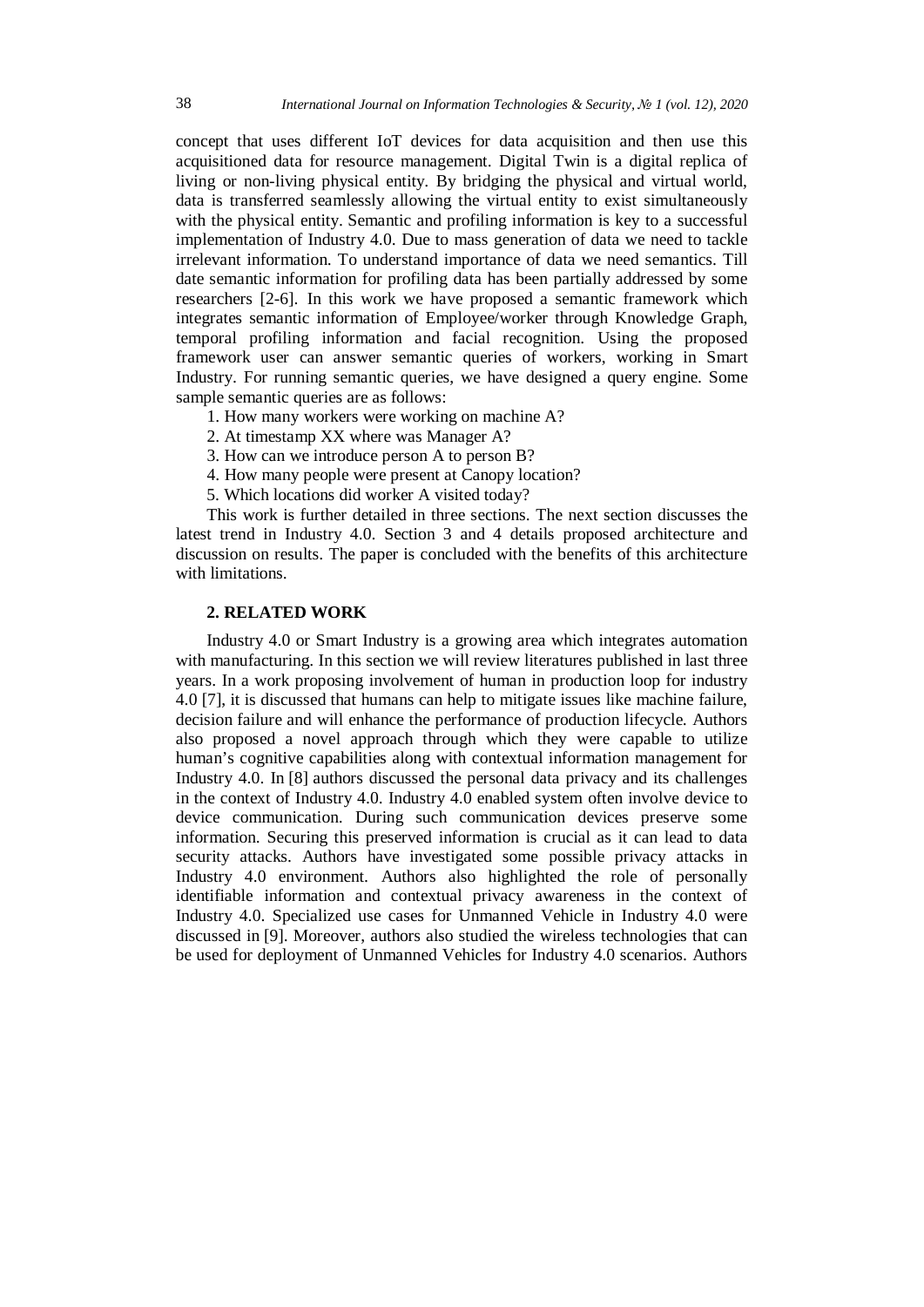concept that uses different IoT devices for data acquisition and then use this acquisitioned data for resource management. Digital Twin is a digital replica of living or non-living physical entity. By bridging the physical and virtual world, data is transferred seamlessly allowing the virtual entity to exist simultaneously with the physical entity. Semantic and profiling information is key to a successful implementation of Industry 4.0. Due to mass generation of data we need to tackle irrelevant information. To understand importance of data we need semantics. Till date semantic information for profiling data has been partially addressed by some researchers [2-6]. In this work we have proposed a semantic framework which integrates semantic information of Employee/worker through Knowledge Graph, temporal profiling information and facial recognition. Using the proposed framework user can answer semantic queries of workers, working in Smart Industry. For running semantic queries, we have designed a query engine. Some sample semantic queries are as follows:

1. How many workers were working on machine A?
2. At timestamp XX where was Manager A?
3. How can we introduce person A to person B?
4. How many people were present at Canopy location?
5. Which locations did worker A visited today?

This work is further detailed in three sections. The next section discusses the latest trend in Industry 4.0. Section 3 and 4 details proposed architecture and discussion on results. The paper is concluded with the benefits of this architecture with limitations.

## 2. RELATED WORK

Industry 4.0 or Smart Industry is a growing area which integrates automation with manufacturing. In this section we will review literatures published in last three years. In a work proposing involvement of human in production loop for industry 4.0 [7], it is discussed that humans can help to mitigate issues like machine failure, decision failure and will enhance the performance of production lifecycle. Authors also proposed a novel approach through which they were capable to utilize human's cognitive capabilities along with contextual information management for Industry 4.0. In [8] authors discussed the personal data privacy and its challenges in the context of Industry 4.0. Industry 4.0 enabled system often involve device to device communication. During such communication devices preserve some information. Securing this preserved information is crucial as it can lead to data security attacks. Authors have investigated some possible privacy attacks in Industry 4.0 environment. Authors also highlighted the role of personally identifiable information and contextual privacy awareness in the context of Industry 4.0. Specialized use cases for Unmanned Vehicle in Industry 4.0 were discussed in [9]. Moreover, authors also studied the wireless technologies that can be used for deployment of Unmanned Vehicles for Industry 4.0 scenarios. Authors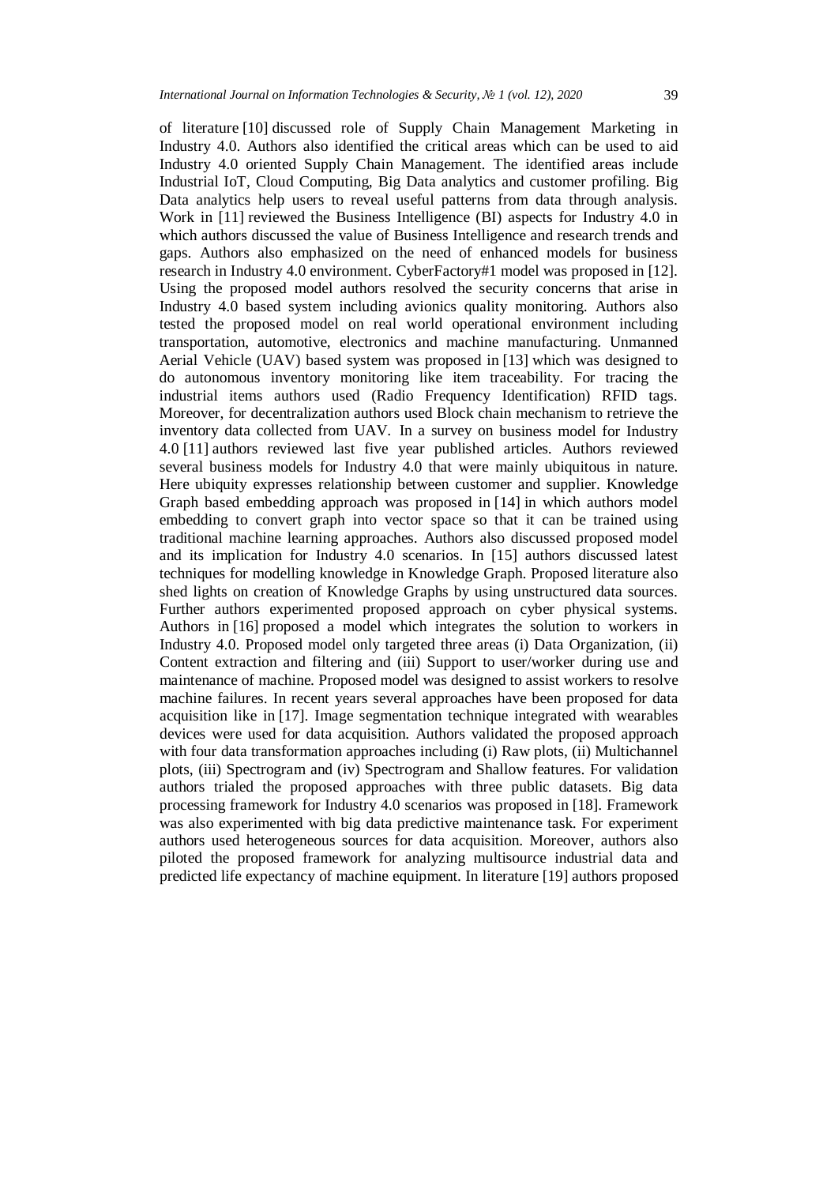of literature [10] discussed role of Supply Chain Management Marketing in Industry 4.0. Authors also identified the critical areas which can be used to aid Industry 4.0 oriented Supply Chain Management. The identified areas include Industrial IoT, Cloud Computing, Big Data analytics and customer profiling. Big Data analytics help users to reveal useful patterns from data through analysis. Work in [11] reviewed the Business Intelligence (BI) aspects for Industry 4.0 in which authors discussed the value of Business Intelligence and research trends and gaps. Authors also emphasized on the need of enhanced models for business research in Industry 4.0 environment. CyberFactory#1 model was proposed in [12]. Using the proposed model authors resolved the security concerns that arise in Industry 4.0 based system including avionics quality monitoring. Authors also tested the proposed model on real world operational environment including transportation, automotive, electronics and machine manufacturing. Unmanned Aerial Vehicle (UAV) based system was proposed in [13] which was designed to do autonomous inventory monitoring like item traceability. For tracing the industrial items authors used (Radio Frequency Identification) RFID tags. Moreover, for decentralization authors used Block chain mechanism to retrieve the inventory data collected from UAV. In a survey on business model for Industry 4.0 [11] authors reviewed last five year published articles. Authors reviewed several business models for Industry 4.0 that were mainly ubiquitous in nature. Here ubiquity expresses relationship between customer and supplier. Knowledge Graph based embedding approach was proposed in [14] in which authors model embedding to convert graph into vector space so that it can be trained using traditional machine learning approaches. Authors also discussed proposed model and its implication for Industry 4.0 scenarios. In [15] authors discussed latest techniques for modelling knowledge in Knowledge Graph. Proposed literature also shed lights on creation of Knowledge Graphs by using unstructured data sources. Further authors experimented proposed approach on cyber physical systems. Authors in [16] proposed a model which integrates the solution to workers in Industry 4.0. Proposed model only targeted three areas (i) Data Organization, (ii) Content extraction and filtering and (iii) Support to user/worker during use and maintenance of machine. Proposed model was designed to assist workers to resolve machine failures. In recent years several approaches have been proposed for data acquisition like in [17]. Image segmentation technique integrated with wearables devices were used for data acquisition. Authors validated the proposed approach with four data transformation approaches including (i) Raw plots, (ii) Multichannel plots, (iii) Spectrogram and (iv) Spectrogram and Shallow features. For validation authors trialed the proposed approaches with three public datasets. Big data processing framework for Industry 4.0 scenarios was proposed in [18]. Framework was also experimented with big data predictive maintenance task. For experiment authors used heterogeneous sources for data acquisition. Moreover, authors also piloted the proposed framework for analyzing multisource industrial data and predicted life expectancy of machine equipment. In literature [19] authors proposed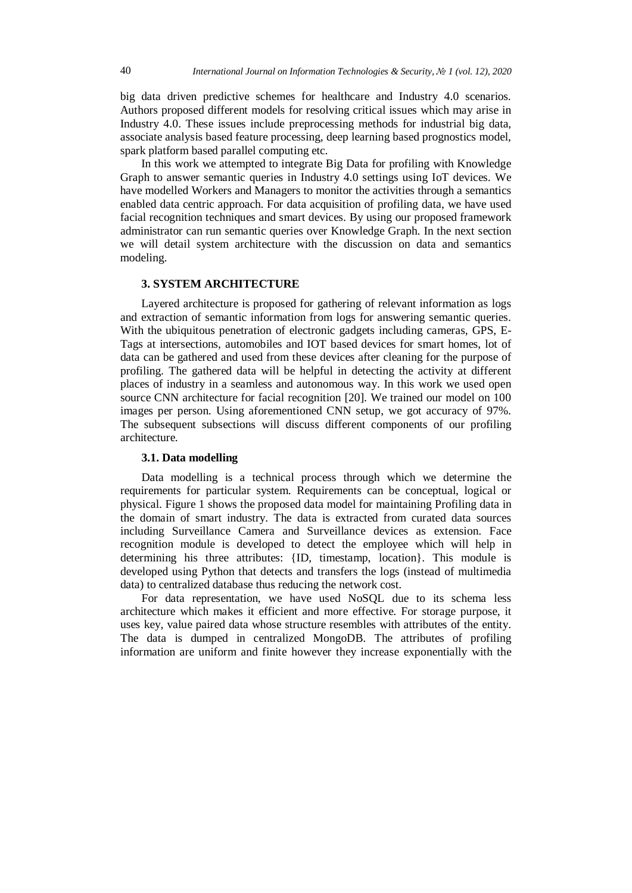big data driven predictive schemes for healthcare and Industry 4.0 scenarios. Authors proposed different models for resolving critical issues which may arise in Industry 4.0. These issues include preprocessing methods for industrial big data, associate analysis based feature processing, deep learning based prognostics model, spark platform based parallel computing etc.

In this work we attempted to integrate Big Data for profiling with Knowledge Graph to answer semantic queries in Industry 4.0 settings using IoT devices. We have modelled Workers and Managers to monitor the activities through a semantics enabled data centric approach. For data acquisition of profiling data, we have used facial recognition techniques and smart devices. By using our proposed framework administrator can run semantic queries over Knowledge Graph. In the next section we will detail system architecture with the discussion on data and semantics modeling.

## 3. SYSTEM ARCHITECTURE

Layered architecture is proposed for gathering of relevant information as logs and extraction of semantic information from logs for answering semantic queries. With the ubiquitous penetration of electronic gadgets including cameras, GPS, E-Tags at intersections, automobiles and IOT based devices for smart homes, lot of data can be gathered and used from these devices after cleaning for the purpose of profiling. The gathered data will be helpful in detecting the activity at different places of industry in a seamless and autonomous way. In this work we used open source CNN architecture for facial recognition [20]. We trained our model on 100 images per person. Using aforementioned CNN setup, we got accuracy of 97%. The subsequent subsections will discuss different components of our profiling architecture.

### 3.1. Data modelling

Data modelling is a technical process through which we determine the requirements for particular system. Requirements can be conceptual, logical or physical. Figure 1 shows the proposed data model for maintaining Profiling data in the domain of smart industry. The data is extracted from curated data sources including Surveillance Camera and Surveillance devices as extension. Face recognition module is developed to detect the employee which will help in determining his three attributes: {ID, timestamp, location}. This module is developed using Python that detects and transfers the logs (instead of multimedia data) to centralized database thus reducing the network cost.

For data representation, we have used NoSQL due to its schema less architecture which makes it efficient and more effective. For storage purpose, it uses key, value paired data whose structure resembles with attributes of the entity. The data is dumped in centralized MongoDB. The attributes of profiling information are uniform and finite however they increase exponentially with the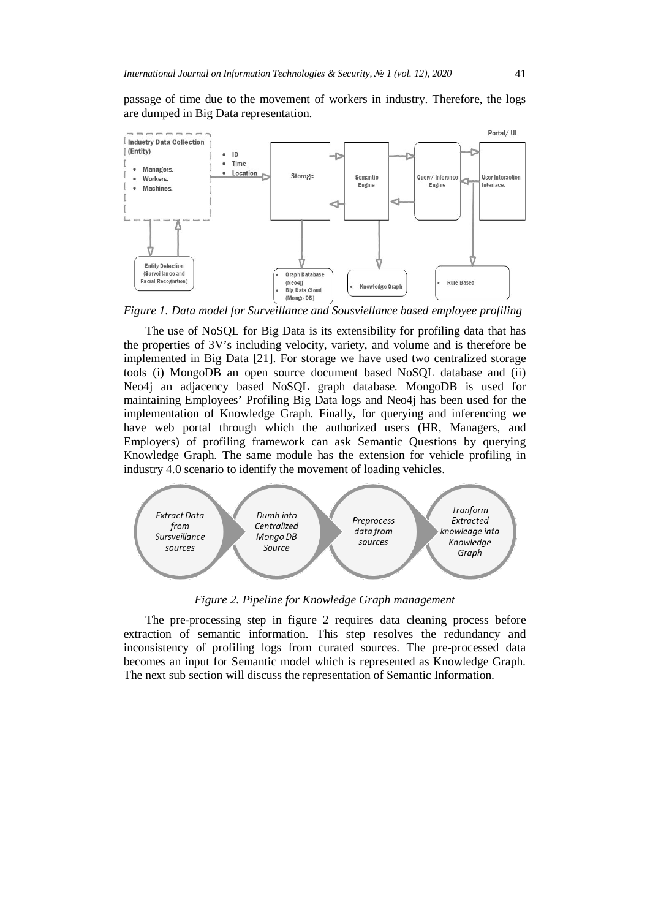passage of time due to the movement of workers in industry. Therefore, the logs are dumped in Big Data representation.

*Figure 1. Data model for Surveillance and Sousviellance based employee profiling*

The use of NoSQL for Big Data is its extensibility for profiling data that has the properties of 3V's including velocity, variety, and volume and is therefore be implemented in Big Data [21]. For storage we have used two centralized storage tools (i) MongoDB an open source document based NoSQL database and (ii) Neo4j an adjacency based NoSQL graph database. MongoDB is used for maintaining Employees' Profiling Big Data logs and Neo4j has been used for the implementation of Knowledge Graph. Finally, for querying and inferencing we have web portal through which the authorized users (HR, Managers, and Employers) of profiling framework can ask Semantic Questions by querying Knowledge Graph. The same module has the extension for vehicle profiling in industry 4.0 scenario to identify the movement of loading vehicles.

*Figure 2. Pipeline for Knowledge Graph management*

The pre-processing step in figure 2 requires data cleaning process before extraction of semantic information. This step resolves the redundancy and inconsistency of profiling logs from curated sources. The pre-processed data becomes an input for Semantic model which is represented as Knowledge Graph. The next sub section will discuss the representation of Semantic Information.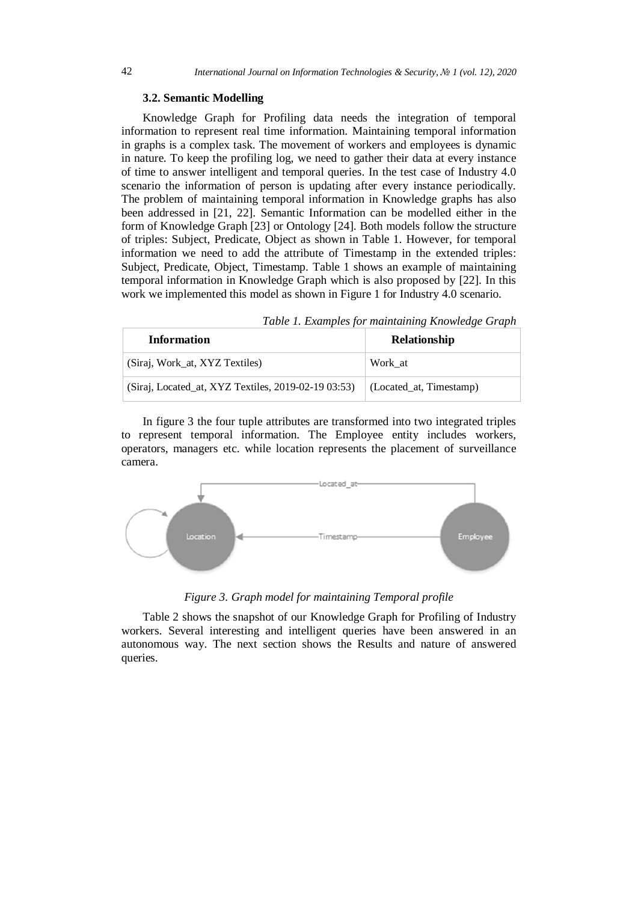### 3.2. Semantic Modelling

Knowledge Graph for Profiling data needs the integration of temporal information to represent real time information. Maintaining temporal information in graphs is a complex task. The movement of workers and employees is dynamic in nature. To keep the profiling log, we need to gather their data at every instance of time to answer intelligent and temporal queries. In the test case of Industry 4.0 scenario the information of person is updating after every instance periodically. The problem of maintaining temporal information in Knowledge graphs has also been addressed in [21, 22]. Semantic Information can be modelled either in the form of Knowledge Graph [23] or Ontology [24]. Both models follow the structure of triples: Subject, Predicate, Object as shown in Table 1. However, for temporal information we need to add the attribute of Timestamp in the extended triples: Subject, Predicate, Object, Timestamp. Table 1 shows an example of maintaining temporal information in Knowledge Graph which is also proposed by [22]. In this work we implemented this model as shown in Figure 1 for Industry 4.0 scenario.

*Table 1. Examples for maintaining Knowledge Graph*

| Information | Relationship |
| --- | --- |
| (Siraj, Work_at, XYZ Textiles) | Work_at |
| (Siraj, Located_at, XYZ Textiles, 2019-02-19 03:53) | (Located_at, Timestamp) |

In figure 3 the four tuple attributes are transformed into two integrated triples to represent temporal information. The Employee entity includes workers, operators, managers etc. while location represents the placement of surveillance camera.

*Figure 3. Graph model for maintaining Temporal profile*

Table 2 shows the snapshot of our Knowledge Graph for Profiling of Industry workers. Several interesting and intelligent queries have been answered in an autonomous way. The next section shows the Results and nature of answered queries.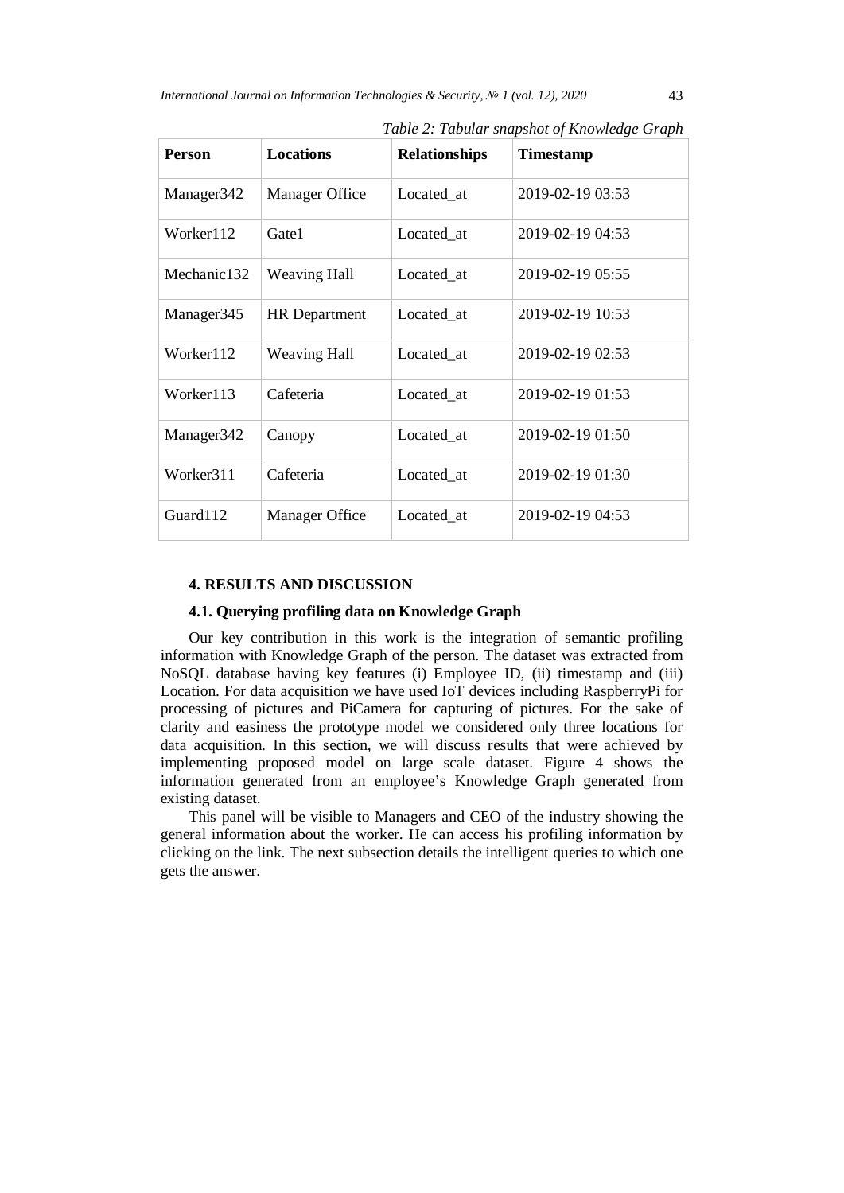*Table 2: Tabular snapshot of Knowledge Graph*

| Person | Locations | Relationships | Timestamp |
|---|---|---|---|
| Manager342 | Manager Office | Located_at | 2019-02-19 03:53 |
| Worker112 | Gate1 | Located_at | 2019-02-19 04:53 |
| Mechanic132 | Weaving Hall | Located_at | 2019-02-19 05:55 |
| Manager345 | HR Department | Located_at | 2019-02-19 10:53 |
| Worker112 | Weaving Hall | Located_at | 2019-02-19 02:53 |
| Worker113 | Cafeteria | Located_at | 2019-02-19 01:53 |
| Manager342 | Canopy | Located_at | 2019-02-19 01:50 |
| Worker311 | Cafeteria | Located_at | 2019-02-19 01:30 |
| Guard112 | Manager Office | Located_at | 2019-02-19 04:53 |

## 4. RESULTS AND DISCUSSION

### 4.1. Querying profiling data on Knowledge Graph

Our key contribution in this work is the integration of semantic profiling information with Knowledge Graph of the person. The dataset was extracted from NoSQL database having key features (i) Employee ID, (ii) timestamp and (iii) Location. For data acquisition we have used IoT devices including RaspberryPi for processing of pictures and PiCamera for capturing of pictures. For the sake of clarity and easiness the prototype model we considered only three locations for data acquisition. In this section, we will discuss results that were achieved by implementing proposed model on large scale dataset. Figure 4 shows the information generated from an employee's Knowledge Graph generated from existing dataset.

This panel will be visible to Managers and CEO of the industry showing the general information about the worker. He can access his profiling information by clicking on the link. The next subsection details the intelligent queries to which one gets the answer.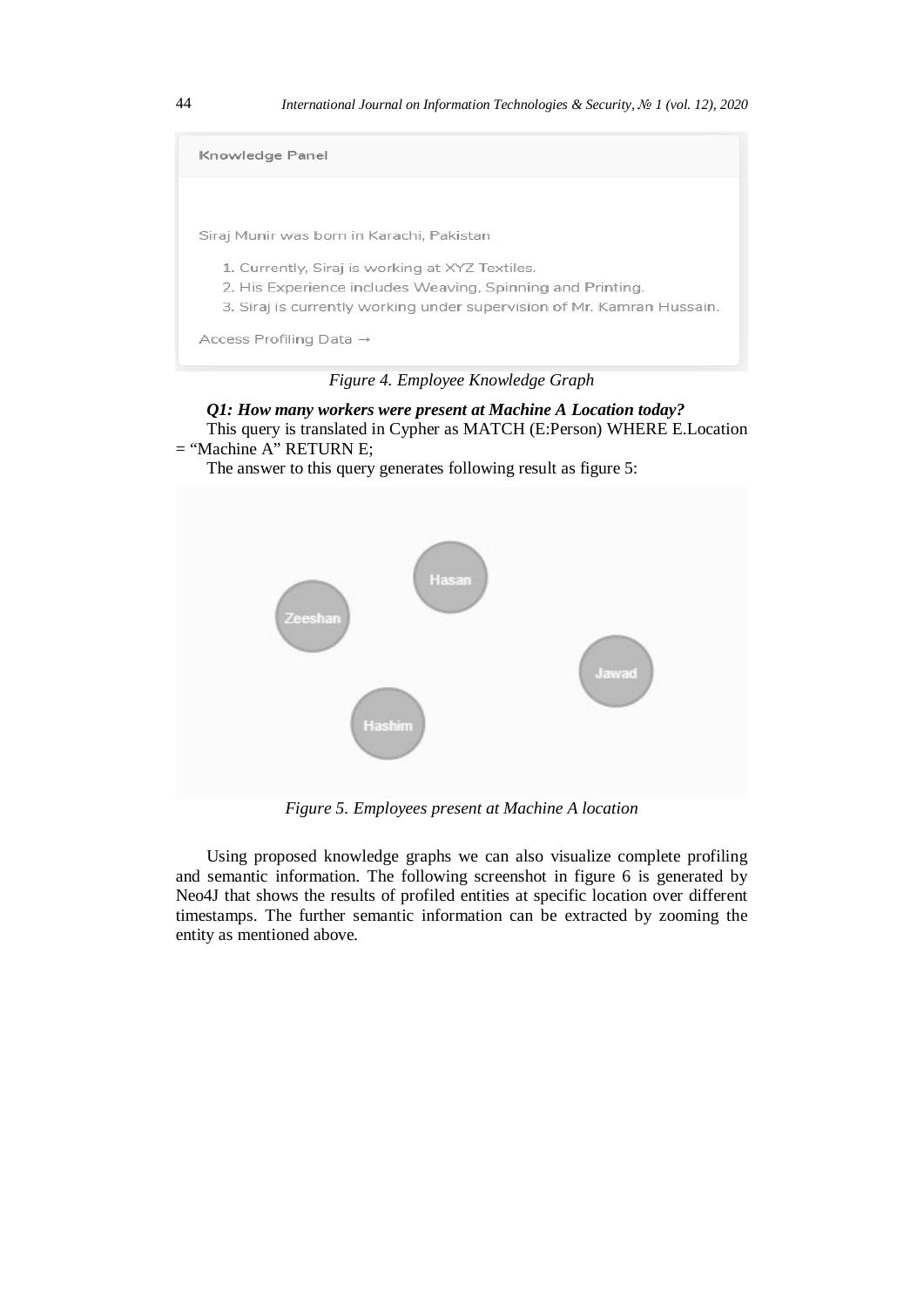Knowledge Panel

Siraj Munir was born in Karachi, Pakistan

1. Currently, Siraj is working at XYZ Textiles.
2. His Experience includes Weaving, Spinning and Printing.
3. Siraj is currently working under supervision of Mr. Kamran Hussain.

Access Profiling Data →

*Figure 4. Employee Knowledge Graph*

***Q1: How many workers were present at Machine A Location today?***

This query is translated in Cypher as MATCH (E:Person) WHERE E.Location = "Machine A" RETURN E;

The answer to this query generates following result as figure 5:

Hasan

Zeeshan

Jawad

Hashim

*Figure 5. Employees present at Machine A location*

Using proposed knowledge graphs we can also visualize complete profiling and semantic information. The following screenshot in figure 6 is generated by Neo4J that shows the results of profiled entities at specific location over different timestamps. The further semantic information can be extracted by zooming the entity as mentioned above.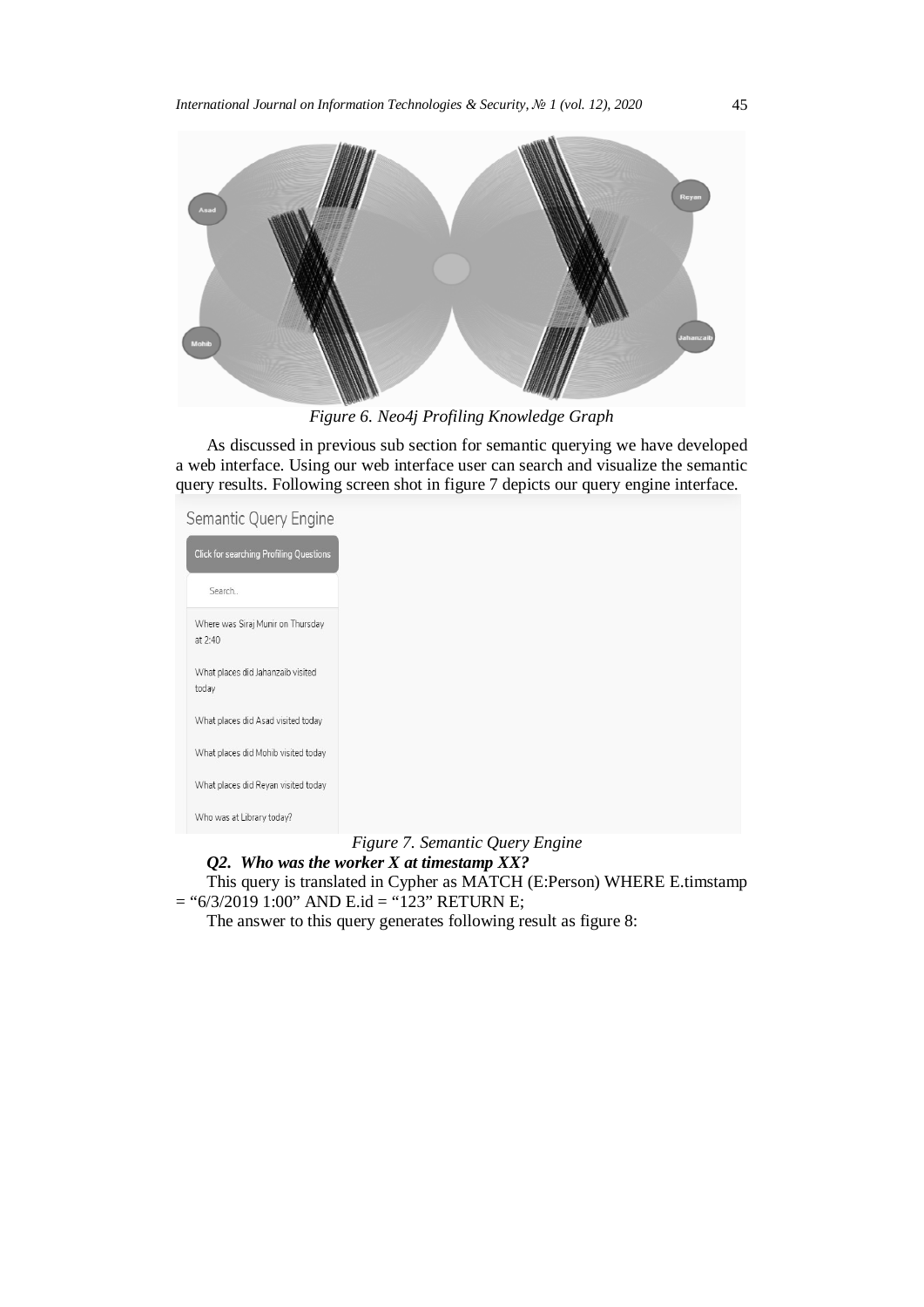*Figure 6. Neo4j Profiling Knowledge Graph*

As discussed in previous sub section for semantic querying we have developed a web interface. Using our web interface user can search and visualize the semantic query results. Following screen shot in figure 7 depicts our query engine interface.

*Figure 7. Semantic Query Engine*

***Q2. Who was the worker X at timestamp XX?***

This query is translated in Cypher as MATCH (E:Person) WHERE E.timstamp = "6/3/2019 1:00" AND E.id = "123" RETURN E;

The answer to this query generates following result as figure 8: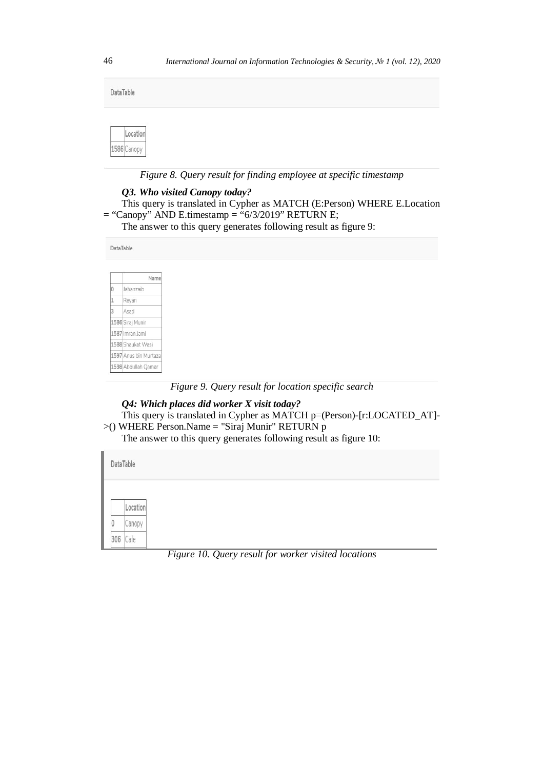DataTable

|  | Location |
|---|---|
| 1586 | Canopy |

*Figure 8. Query result for finding employee at specific timestamp*

***Q3. Who visited Canopy today?***

This query is translated in Cypher as MATCH (E:Person) WHERE E.Location = “Canopy” AND E.timestamp = “6/3/2019” RETURN E;

The answer to this query generates following result as figure 9:

DataTable

|  | Name |
|---|---|
| 0 | Jahanzaib |
| 1 | Reyan |
| 3 | Asad |
| 1586 | Siraj Munir |
| 1587 | Imran Jami |
| 1588 | Shaukat Wasi |
| 1597 | Anus bin Murtaza |
| 1598 | Abdullah Qamar |

*Figure 9. Query result for location specific search*

***Q4: Which places did worker X visit today?***

This query is translated in Cypher as MATCH p=(Person)-[r:LOCATED_AT]->() WHERE Person.Name = "Siraj Munir" RETURN p

The answer to this query generates following result as figure 10:

DataTable

|  | Location |
|---|---|
| 0 | Canopy |
| 306 | Cafe |

*Figure 10. Query result for worker visited locations*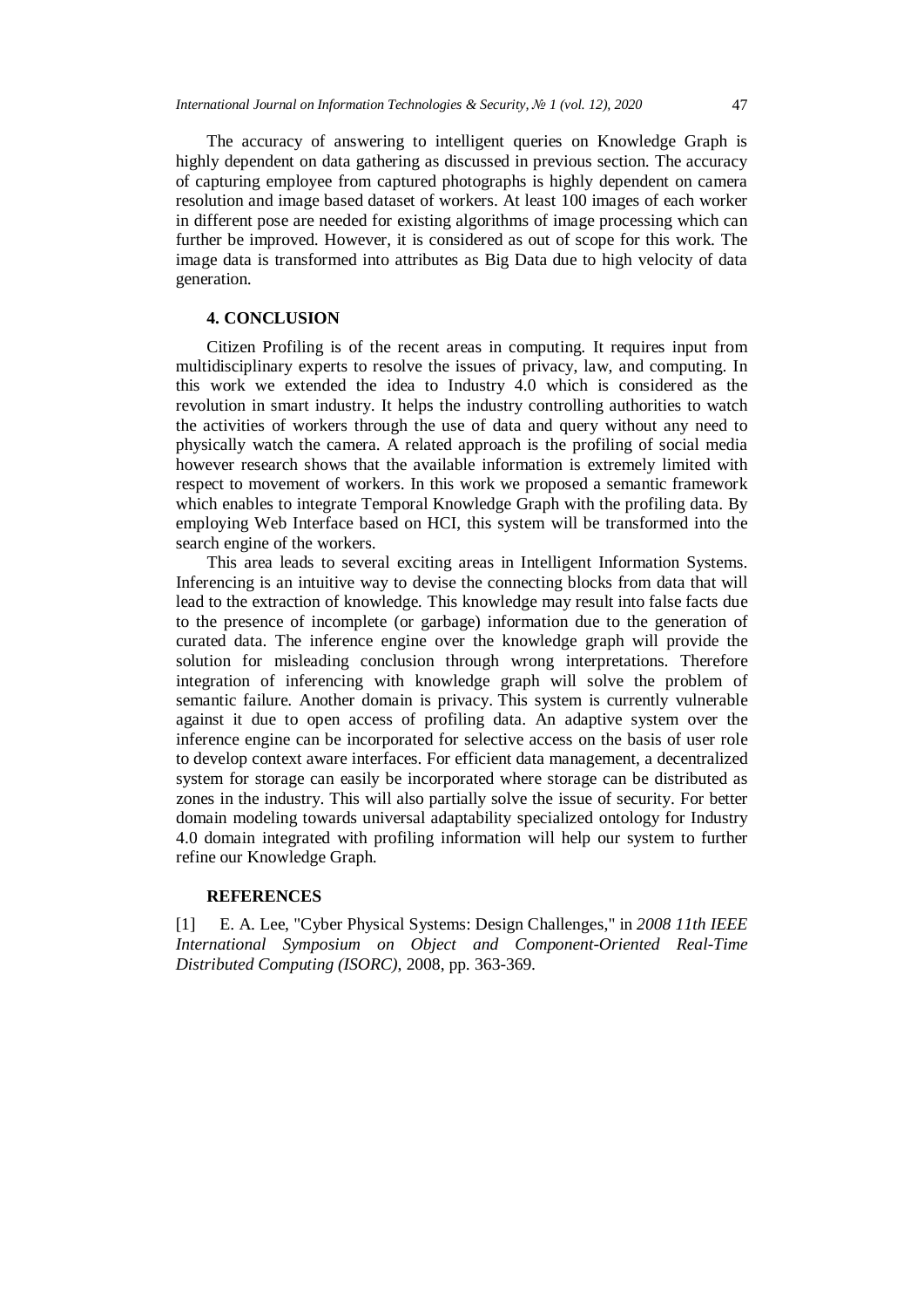The accuracy of answering to intelligent queries on Knowledge Graph is highly dependent on data gathering as discussed in previous section. The accuracy of capturing employee from captured photographs is highly dependent on camera resolution and image based dataset of workers. At least 100 images of each worker in different pose are needed for existing algorithms of image processing which can further be improved. However, it is considered as out of scope for this work. The image data is transformed into attributes as Big Data due to high velocity of data generation.

## 4. CONCLUSION

Citizen Profiling is of the recent areas in computing. It requires input from multidisciplinary experts to resolve the issues of privacy, law, and computing. In this work we extended the idea to Industry 4.0 which is considered as the revolution in smart industry. It helps the industry controlling authorities to watch the activities of workers through the use of data and query without any need to physically watch the camera. A related approach is the profiling of social media however research shows that the available information is extremely limited with respect to movement of workers. In this work we proposed a semantic framework which enables to integrate Temporal Knowledge Graph with the profiling data. By employing Web Interface based on HCI, this system will be transformed into the search engine of the workers.

This area leads to several exciting areas in Intelligent Information Systems. Inferencing is an intuitive way to devise the connecting blocks from data that will lead to the extraction of knowledge. This knowledge may result into false facts due to the presence of incomplete (or garbage) information due to the generation of curated data. The inference engine over the knowledge graph will provide the solution for misleading conclusion through wrong interpretations. Therefore integration of inferencing with knowledge graph will solve the problem of semantic failure. Another domain is privacy. This system is currently vulnerable against it due to open access of profiling data. An adaptive system over the inference engine can be incorporated for selective access on the basis of user role to develop context aware interfaces. For efficient data management, a decentralized system for storage can easily be incorporated where storage can be distributed as zones in the industry. This will also partially solve the issue of security. For better domain modeling towards universal adaptability specialized ontology for Industry 4.0 domain integrated with profiling information will help our system to further refine our Knowledge Graph.

## REFERENCES

[1] E. A. Lee, "Cyber Physical Systems: Design Challenges," in *2008 11th IEEE International Symposium on Object and Component-Oriented Real-Time Distributed Computing (ISORC)*, 2008, pp. 363-369.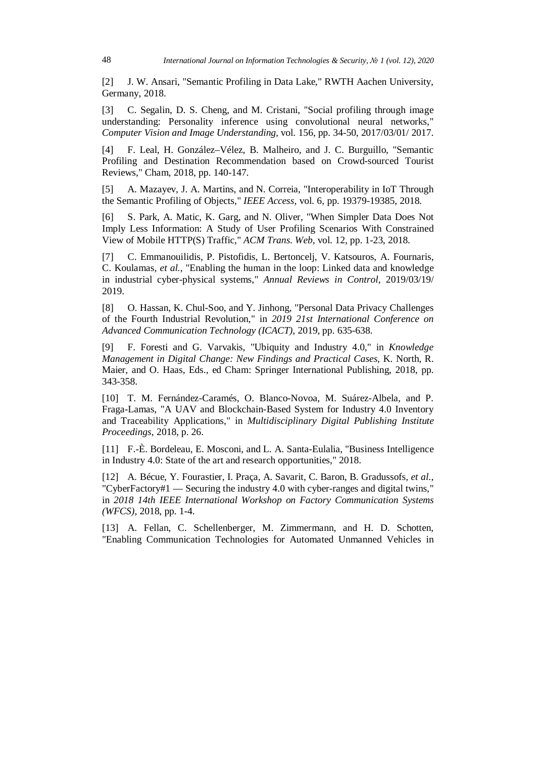[2] J. W. Ansari, "Semantic Profiling in Data Lake," RWTH Aachen University, Germany, 2018.

[3] C. Segalin, D. S. Cheng, and M. Cristani, "Social profiling through image understanding: Personality inference using convolutional neural networks," *Computer Vision and Image Understanding*, vol. 156, pp. 34-50, 2017/03/01/ 2017.

[4] F. Leal, H. González–Vélez, B. Malheiro, and J. C. Burguillo, "Semantic Profiling and Destination Recommendation based on Crowd-sourced Tourist Reviews," Cham, 2018, pp. 140-147.

[5] A. Mazayev, J. A. Martins, and N. Correia, "Interoperability in IoT Through the Semantic Profiling of Objects," *IEEE Access*, vol. 6, pp. 19379-19385, 2018.

[6] S. Park, A. Matic, K. Garg, and N. Oliver, "When Simpler Data Does Not Imply Less Information: A Study of User Profiling Scenarios With Constrained View of Mobile HTTP(S) Traffic," *ACM Trans. Web*, vol. 12, pp. 1-23, 2018.

[7] C. Emmanouilidis, P. Pistofidis, L. Bertoncelj, V. Katsouros, A. Fournaris, C. Koulamas, *et al.*, "Enabling the human in the loop: Linked data and knowledge in industrial cyber-physical systems," *Annual Reviews in Control*, 2019/03/19/ 2019.

[8] O. Hassan, K. Chul-Soo, and Y. Jinhong, "Personal Data Privacy Challenges of the Fourth Industrial Revolution," in *2019 21st International Conference on Advanced Communication Technology (ICACT)*, 2019, pp. 635-638.

[9] F. Foresti and G. Varvakis, "Ubiquity and Industry 4.0," in *Knowledge Management in Digital Change: New Findings and Practical Cases*, K. North, R. Maier, and O. Haas, Eds., ed Cham: Springer International Publishing, 2018, pp. 343-358.

[10] T. M. Fernández-Caramés, O. Blanco-Novoa, M. Suárez-Albela, and P. Fraga-Lamas, "A UAV and Blockchain-Based System for Industry 4.0 Inventory and Traceability Applications," in *Multidisciplinary Digital Publishing Institute Proceedings*, 2018, p. 26.

[11] F.-È. Bordeleau, E. Mosconi, and L. A. Santa-Eulalia, "Business Intelligence in Industry 4.0: State of the art and research opportunities," 2018.

[12] A. Bécue, Y. Fourastier, I. Praça, A. Savarit, C. Baron, B. Gradussofs, *et al.*, "CyberFactory#1 — Securing the industry 4.0 with cyber-ranges and digital twins," in *2018 14th IEEE International Workshop on Factory Communication Systems (WFCS)*, 2018, pp. 1-4.

[13] A. Fellan, C. Schellenberger, M. Zimmermann, and H. D. Schotten, "Enabling Communication Technologies for Automated Unmanned Vehicles in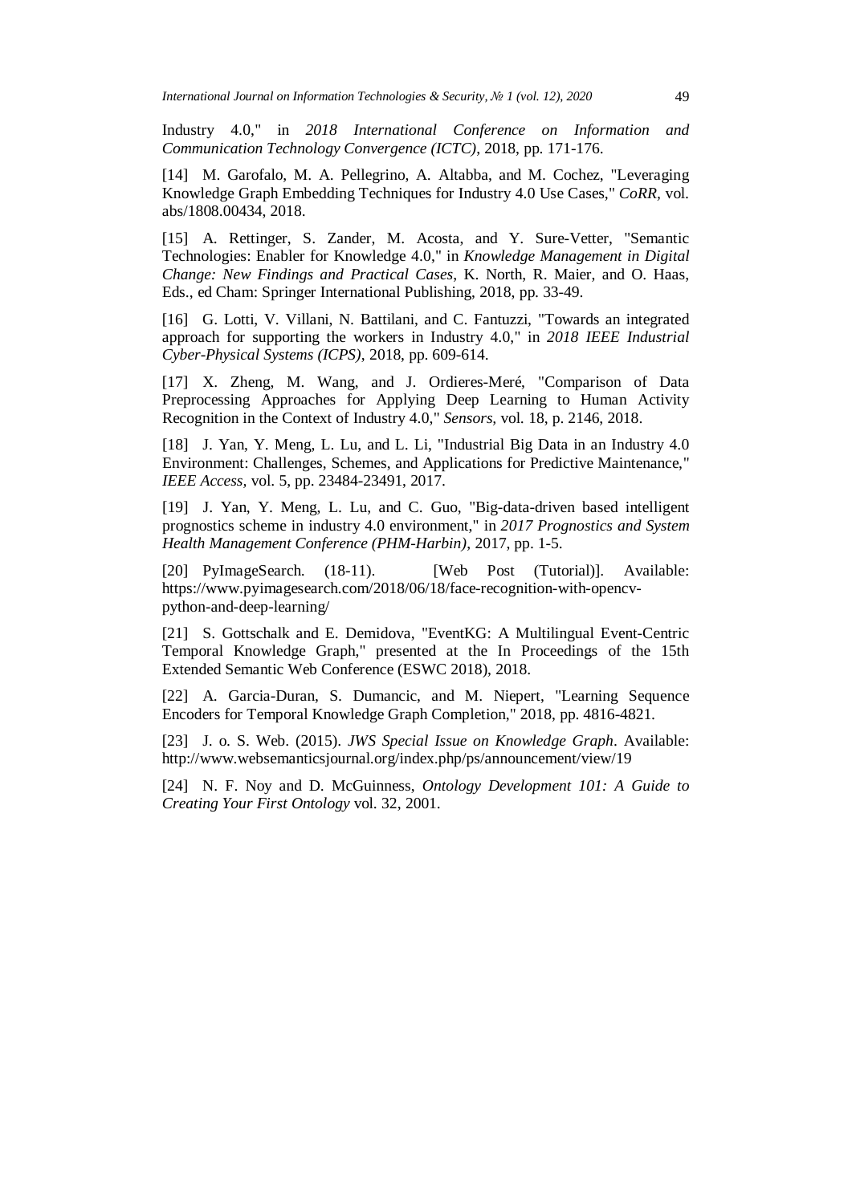Industry 4.0," in *2018 International Conference on Information and Communication Technology Convergence (ICTC)*, 2018, pp. 171-176.

[14] M. Garofalo, M. A. Pellegrino, A. Altabba, and M. Cochez, "Leveraging Knowledge Graph Embedding Techniques for Industry 4.0 Use Cases," *CoRR,* vol. abs/1808.00434, 2018.

[15] A. Rettinger, S. Zander, M. Acosta, and Y. Sure-Vetter, "Semantic Technologies: Enabler for Knowledge 4.0," in *Knowledge Management in Digital Change: New Findings and Practical Cases*, K. North, R. Maier, and O. Haas, Eds., ed Cham: Springer International Publishing, 2018, pp. 33-49.

[16] G. Lotti, V. Villani, N. Battilani, and C. Fantuzzi, "Towards an integrated approach for supporting the workers in Industry 4.0," in *2018 IEEE Industrial Cyber-Physical Systems (ICPS)*, 2018, pp. 609-614.

[17] X. Zheng, M. Wang, and J. Ordieres-Meré, "Comparison of Data Preprocessing Approaches for Applying Deep Learning to Human Activity Recognition in the Context of Industry 4.0," *Sensors,* vol. 18, p. 2146, 2018.

[18] J. Yan, Y. Meng, L. Lu, and L. Li, "Industrial Big Data in an Industry 4.0 Environment: Challenges, Schemes, and Applications for Predictive Maintenance," *IEEE Access,* vol. 5, pp. 23484-23491, 2017.

[19] J. Yan, Y. Meng, L. Lu, and C. Guo, "Big-data-driven based intelligent prognostics scheme in industry 4.0 environment," in *2017 Prognostics and System Health Management Conference (PHM-Harbin)*, 2017, pp. 1-5.

[20] PyImageSearch. (18-11). [Web Post (Tutorial)]. Available: https://www.pyimagesearch.com/2018/06/18/face-recognition-with-opencv-python-and-deep-learning/

[21] S. Gottschalk and E. Demidova, "EventKG: A Multilingual Event-Centric Temporal Knowledge Graph," presented at the In Proceedings of the 15th Extended Semantic Web Conference (ESWC 2018), 2018.

[22] A. Garcia-Duran, S. Dumancic, and M. Niepert, "Learning Sequence Encoders for Temporal Knowledge Graph Completion," 2018, pp. 4816-4821.

[23] J. o. S. Web. (2015). *JWS Special Issue on Knowledge Graph*. Available: http://www.websemanticsjournal.org/index.php/ps/announcement/view/19

[24] N. F. Noy and D. McGuinness, *Ontology Development 101: A Guide to Creating Your First Ontology* vol. 32, 2001.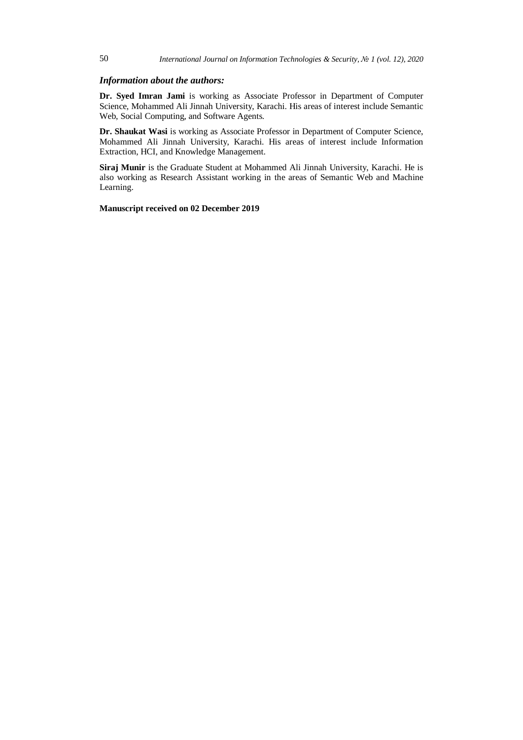### *Information about the authors:*

**Dr. Syed Imran Jami** is working as Associate Professor in Department of Computer Science, Mohammed Ali Jinnah University, Karachi. His areas of interest include Semantic Web, Social Computing, and Software Agents.

**Dr. Shaukat Wasi** is working as Associate Professor in Department of Computer Science, Mohammed Ali Jinnah University, Karachi. His areas of interest include Information Extraction, HCI, and Knowledge Management.

**Siraj Munir** is the Graduate Student at Mohammed Ali Jinnah University, Karachi. He is also working as Research Assistant working in the areas of Semantic Web and Machine Learning.

**Manuscript received on 02 December 2019**